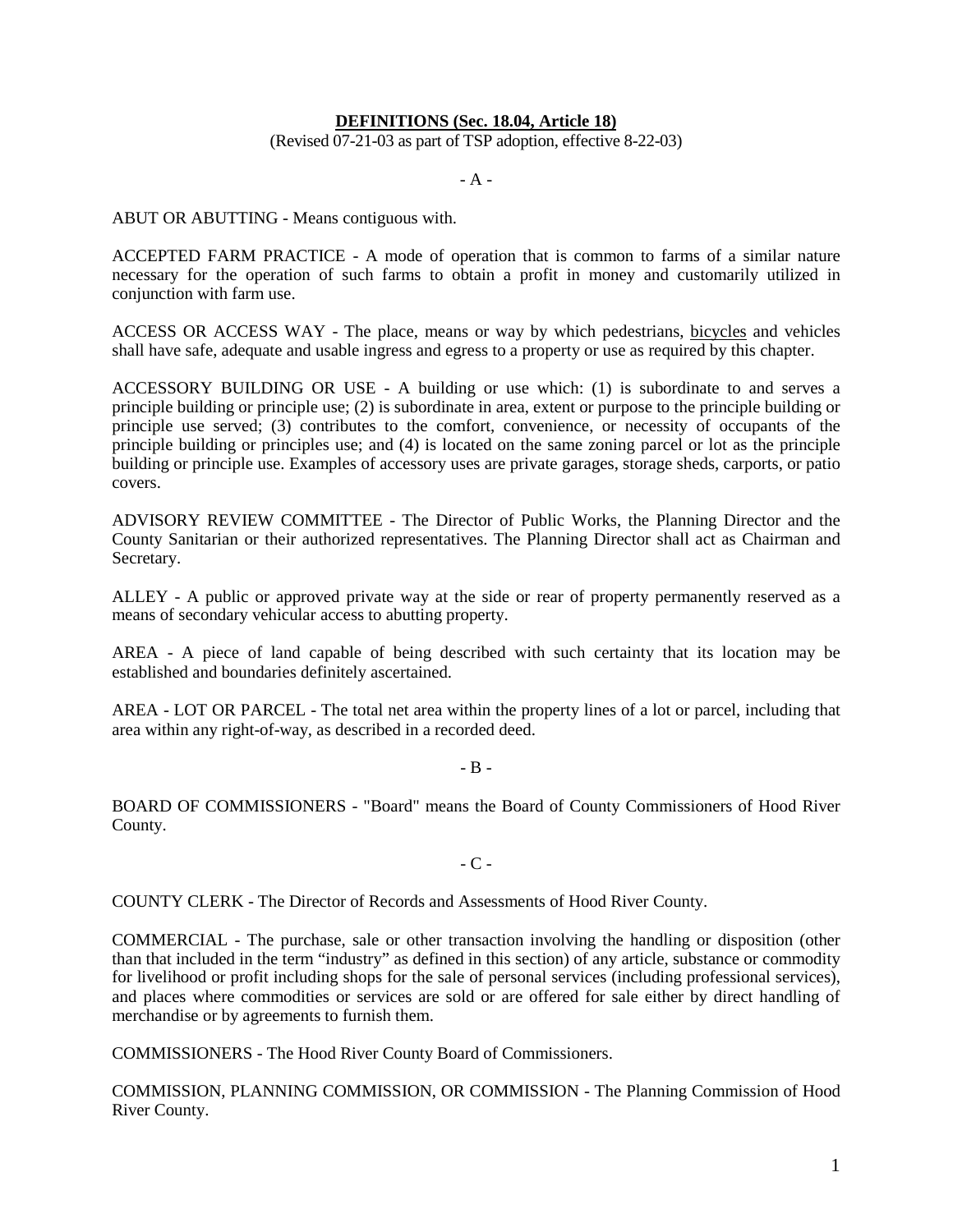# DEFINITIONS (Sec. 18.04, Article 18)

(Revised 07-21-03 as part of TSP adoption, effective 8-22-03)

- A -

ABUT OR ABUTTING - Means contiguous with.

ACCEPTED FARM PRACTICE - A mode of operation that is common to farms of a similar nature necessary for the operation of such farms to obtain a profit in money and customarily utilized in conjunction with farm use.

ACCESS OR ACCESS WAY - The place, means or way by which pedestrians, bicycles and vehicles shall have safe, adequate and usable ingress and egress to a property or use as required by this chapter.

ACCESSORY BUILDING OR USE - A building or use which: (1) is subordinate to and serves a principle building or principle use; (2) is subordinate in area, extent or purpose to the principle building or principle use served; (3) contributes to the comfort, convenience, or necessity of occupants of the principle building or principles use; and (4) is located on the same zoning parcel or lot as the principle building or principle use. Examples of accessory uses are private garages, storage sheds, carports, or patio covers.

ADVISORY REVIEW COMMITTEE - The Director of Public Works, the Planning Director and the County Sanitarian or their authorized representatives. The Planning Director shall act as Chairman and Secretary.

ALLEY - A public or approved private way at the side or rear of property permanently reserved as a means of secondary vehicular access to abutting property.

AREA - A piece of land capable of being described with such certainty that its location may be established and boundaries definitely ascertained.

AREA - LOT OR PARCEL - The total net area within the property lines of a lot or parcel, including that area within any right-of-way, as described in a recorded deed.

- B -

BOARD OF COMMISSIONERS - "Board" means the Board of County Commissioners of Hood River County.

- C -

COUNTY CLERK - The Director of Records and Assessments of Hood River County.

COMMERCIAL - The purchase, sale or other transaction involving the handling or disposition (other than that included in the term "industry" as defined in this section) of any article, substance or commodity for livelihood or profit including shops for the sale of personal services (including professional services), and places where commodities or services are sold or are offered for sale either by direct handling of merchandise or by agreements to furnish them.

COMMISSIONERS - The Hood River County Board of Commissioners.

COMMISSION, PLANNING COMMISSION, OR COMMISSION - The Planning Commission of Hood River County.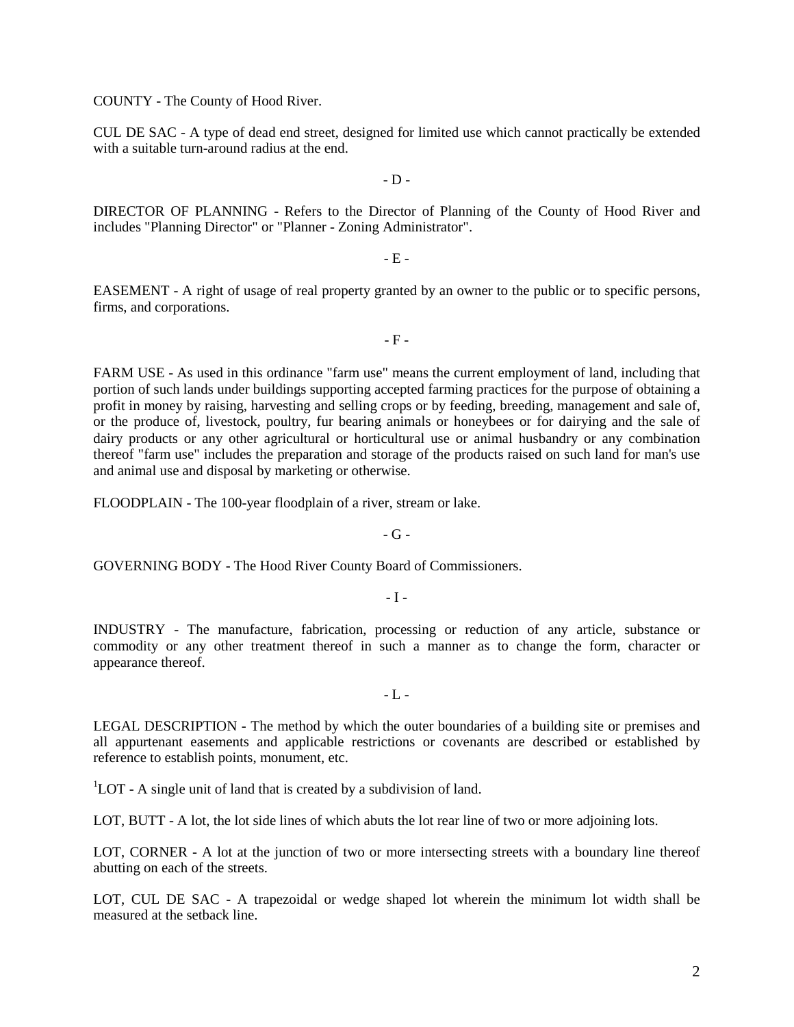COUNTY - The County of Hood River.

CUL DE SAC - A type of dead end street, designed for limited use which cannot practically be extended with a suitable turn-around radius at the end.

- D -

DIRECTOR OF PLANNING - Refers to the Director of Planning of the County of Hood River and includes "Planning Director" or "Planner - Zoning Administrator".

- E -

EASEMENT - A right of usage of real property granted by an owner to the public or to specific persons, firms, and corporations.

- F -

FARM USE - As used in this ordinance "farm use" means the current employment of land, including that portion of such lands under buildings supporting accepted farming practices for the purpose of obtaining a profit in money by raising, harvesting and selling crops or by feeding, breeding, management and sale of, or the produce of, livestock, poultry, fur bearing animals or honeybees or for dairying and the sale of dairy products or any other agricultural or horticultural use or animal husbandry or any combination thereof "farm use" includes the preparation and storage of the products raised on such land for man's use and animal use and disposal by marketing or otherwise.

FLOODPLAIN - The 100-year floodplain of a river, stream or lake.

- G -

GOVERNING BODY - The Hood River County Board of Commissioners.

- I -

INDUSTRY - The manufacture, fabrication, processing or reduction of any article, substance or commodity or any other treatment thereof in such a manner as to change the form, character or appearance thereof.

- L -

LEGAL DESCRIPTION - The method by which the outer boundaries of a building site or premises and all appurtenant easements and applicable restrictions or covenants are described or established by reference to establish points, monument, etc.

[1]LOT - A single unit of land that is created by a subdivision of land.

LOT, BUTT - A lot, the lot side lines of which abuts the lot rear line of two or more adjoining lots.

LOT, CORNER - A lot at the junction of two or more intersecting streets with a boundary line thereof abutting on each of the streets.

LOT, CUL DE SAC - A trapezoidal or wedge shaped lot wherein the minimum lot width shall be measured at the setback line.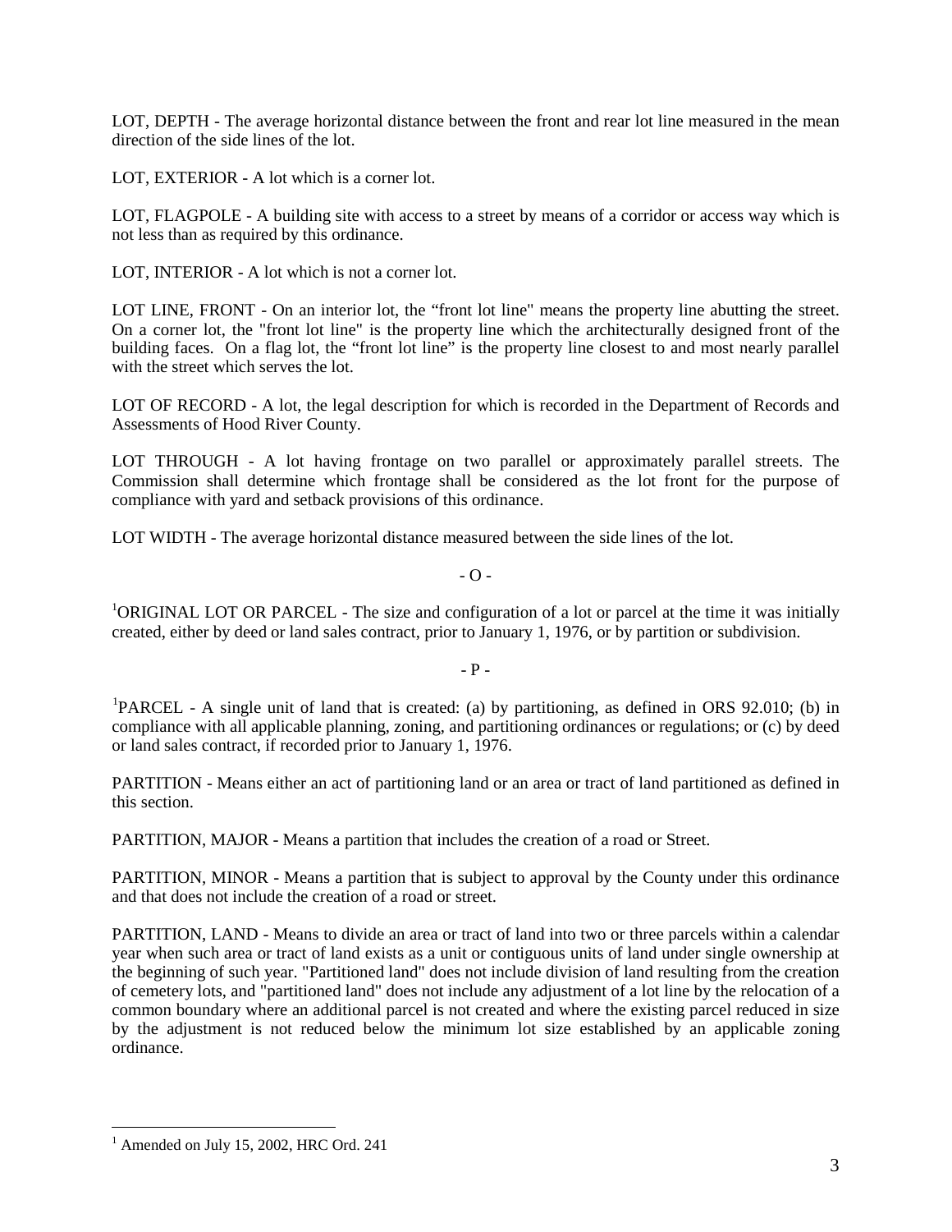LOT, DEPTH - The average horizontal distance between the front and rear lot line measured in the mean direction of the side lines of the lot.

LOT, EXTERIOR - A lot which is a corner lot.

LOT, FLAGPOLE - A building site with access to a street by means of a corridor or access way which is not less than as required by this ordinance.

LOT, INTERIOR - A lot which is not a corner lot.

LOT LINE, FRONT - On an interior lot, the "front lot line" means the property line abutting the street. On a corner lot, the "front lot line" is the property line which the architecturally designed front of the building faces. On a flag lot, the "front lot line" is the property line closest to and most nearly parallel with the street which serves the lot.

LOT OF RECORD - A lot, the legal description for which is recorded in the Department of Records and Assessments of Hood River County.

LOT THROUGH - A lot having frontage on two parallel or approximately parallel streets. The Commission shall determine which frontage shall be considered as the lot front for the purpose of compliance with yard and setback provisions of this ordinance.

LOT WIDTH - The average horizontal distance measured between the side lines of the lot.

- O -

[1]ORIGINAL LOT OR PARCEL - The size and configuration of a lot or parcel at the time it was initially created, either by deed or land sales contract, prior to January 1, 1976, or by partition or subdivision.

- P -

[1]PARCEL - A single unit of land that is created: (a) by partitioning, as defined in ORS 92.010; (b) in compliance with all applicable planning, zoning, and partitioning ordinances or regulations; or (c) by deed or land sales contract, if recorded prior to January 1, 1976.

PARTITION - Means either an act of partitioning land or an area or tract of land partitioned as defined in this section.

PARTITION, MAJOR - Means a partition that includes the creation of a road or Street.

PARTITION, MINOR - Means a partition that is subject to approval by the County under this ordinance and that does not include the creation of a road or street.

PARTITION, LAND - Means to divide an area or tract of land into two or three parcels within a calendar year when such area or tract of land exists as a unit or contiguous units of land under single ownership at the beginning of such year. "Partitioned land" does not include division of land resulting from the creation of cemetery lots, and "partitioned land" does not include any adjustment of a lot line by the relocation of a common boundary where an additional parcel is not created and where the existing parcel reduced in size by the adjustment is not reduced below the minimum lot size established by an applicable zoning ordinance.

---

[1] Amended on July 15, 2002, HRC Ord. 241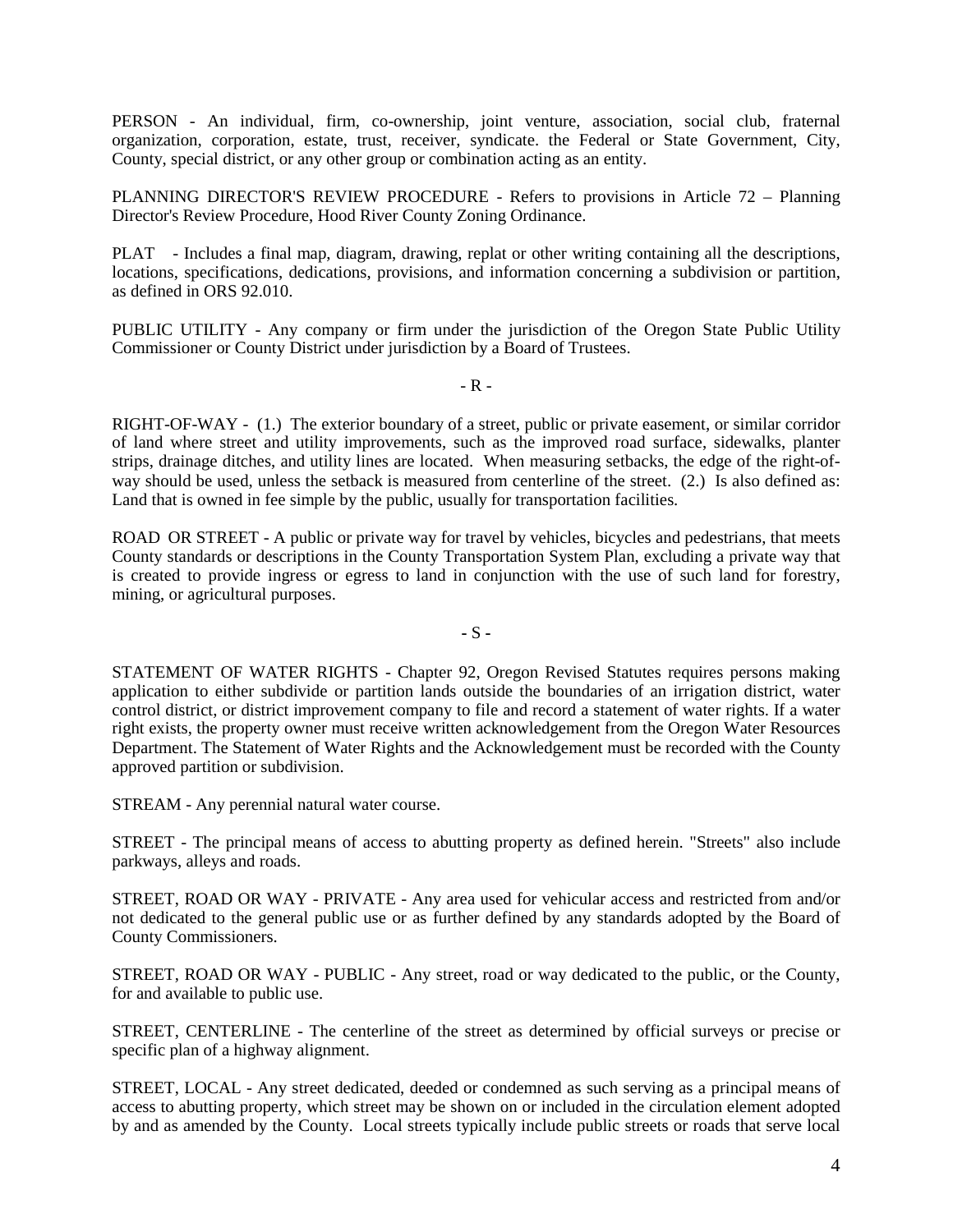PERSON - An individual, firm, co-ownership, joint venture, association, social club, fraternal organization, corporation, estate, trust, receiver, syndicate. the Federal or State Government, City, County, special district, or any other group or combination acting as an entity.

PLANNING DIRECTOR'S REVIEW PROCEDURE - Refers to provisions in Article 72 – Planning Director's Review Procedure, Hood River County Zoning Ordinance.

PLAT - Includes a final map, diagram, drawing, replat or other writing containing all the descriptions, locations, specifications, dedications, provisions, and information concerning a subdivision or partition, as defined in ORS 92.010.

PUBLIC UTILITY - Any company or firm under the jurisdiction of the Oregon State Public Utility Commissioner or County District under jurisdiction by a Board of Trustees.

- R -

RIGHT-OF-WAY - (1.) The exterior boundary of a street, public or private easement, or similar corridor of land where street and utility improvements, such as the improved road surface, sidewalks, planter strips, drainage ditches, and utility lines are located. When measuring setbacks, the edge of the right-of-way should be used, unless the setback is measured from centerline of the street. (2.) Is also defined as: Land that is owned in fee simple by the public, usually for transportation facilities.

ROAD OR STREET - A public or private way for travel by vehicles, bicycles and pedestrians, that meets County standards or descriptions in the County Transportation System Plan, excluding a private way that is created to provide ingress or egress to land in conjunction with the use of such land for forestry, mining, or agricultural purposes.

- S -

STATEMENT OF WATER RIGHTS - Chapter 92, Oregon Revised Statutes requires persons making application to either subdivide or partition lands outside the boundaries of an irrigation district, water control district, or district improvement company to file and record a statement of water rights. If a water right exists, the property owner must receive written acknowledgement from the Oregon Water Resources Department. The Statement of Water Rights and the Acknowledgement must be recorded with the County approved partition or subdivision.

STREAM - Any perennial natural water course.

STREET - The principal means of access to abutting property as defined herein. "Streets" also include parkways, alleys and roads.

STREET, ROAD OR WAY - PRIVATE - Any area used for vehicular access and restricted from and/or not dedicated to the general public use or as further defined by any standards adopted by the Board of County Commissioners.

STREET, ROAD OR WAY - PUBLIC - Any street, road or way dedicated to the public, or the County, for and available to public use.

STREET, CENTERLINE - The centerline of the street as determined by official surveys or precise or specific plan of a highway alignment.

STREET, LOCAL - Any street dedicated, deeded or condemned as such serving as a principal means of access to abutting property, which street may be shown on or included in the circulation element adopted by and as amended by the County. Local streets typically include public streets or roads that serve local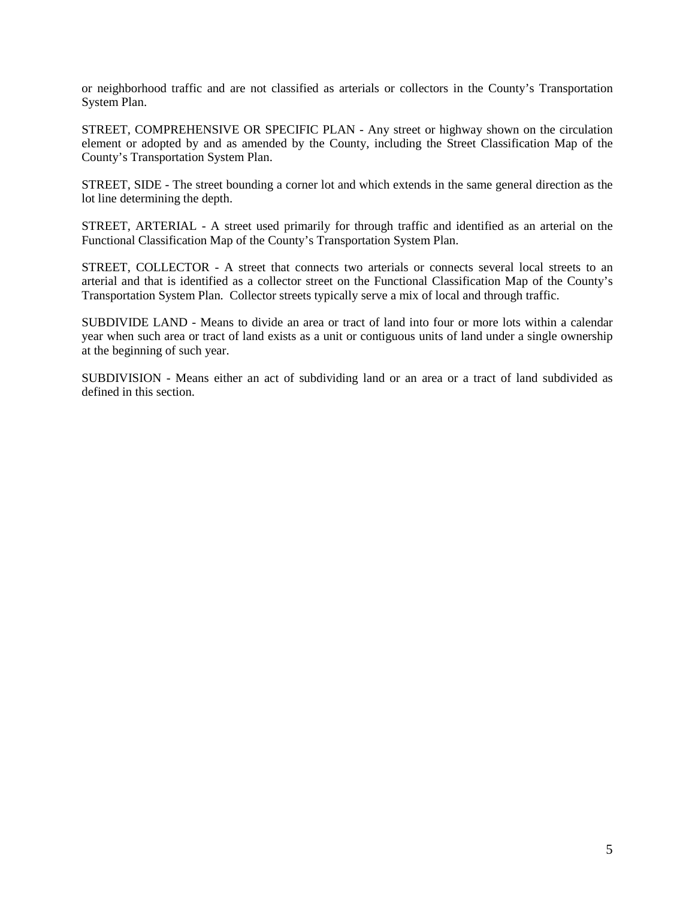or neighborhood traffic and are not classified as arterials or collectors in the County's Transportation System Plan.

STREET, COMPREHENSIVE OR SPECIFIC PLAN - Any street or highway shown on the circulation element or adopted by and as amended by the County, including the Street Classification Map of the County's Transportation System Plan.

STREET, SIDE - The street bounding a corner lot and which extends in the same general direction as the lot line determining the depth.

STREET, ARTERIAL - A street used primarily for through traffic and identified as an arterial on the Functional Classification Map of the County's Transportation System Plan.

STREET, COLLECTOR - A street that connects two arterials or connects several local streets to an arterial and that is identified as a collector street on the Functional Classification Map of the County's Transportation System Plan. Collector streets typically serve a mix of local and through traffic.

SUBDIVIDE LAND - Means to divide an area or tract of land into four or more lots within a calendar year when such area or tract of land exists as a unit or contiguous units of land under a single ownership at the beginning of such year.

SUBDIVISION - Means either an act of subdividing land or an area or a tract of land subdivided as defined in this section.